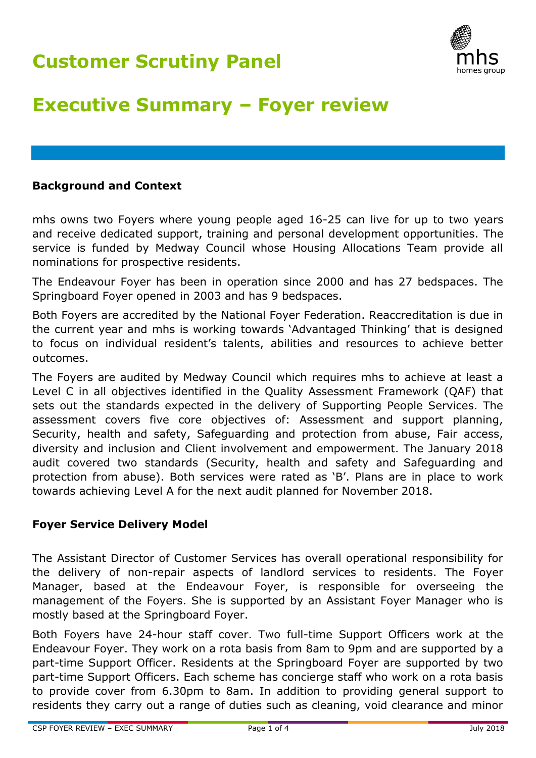# Customer Scrutiny Panel

# Executive Summary – Foyer review

## Background and Context

mhs owns two Foyers where young people aged 16-25 can live for up to two years and receive dedicated support, training and personal development opportunities. The service is funded by Medway Council whose Housing Allocations Team provide all nominations for prospective residents.

The Endeavour Foyer has been in operation since 2000 and has 27 bedspaces. The Springboard Foyer opened in 2003 and has 9 bedspaces.

Both Foyers are accredited by the National Foyer Federation. Reaccreditation is due in the current year and mhs is working towards 'Advantaged Thinking' that is designed to focus on individual resident's talents, abilities and resources to achieve better outcomes.

The Foyers are audited by Medway Council which requires mhs to achieve at least a Level C in all objectives identified in the Quality Assessment Framework (QAF) that sets out the standards expected in the delivery of Supporting People Services. The assessment covers five core objectives of: Assessment and support planning, Security, health and safety, Safeguarding and protection from abuse, Fair access, diversity and inclusion and Client involvement and empowerment. The January 2018 audit covered two standards (Security, health and safety and Safeguarding and protection from abuse). Both services were rated as 'B'. Plans are in place to work towards achieving Level A for the next audit planned for November 2018.

## Foyer Service Delivery Model

The Assistant Director of Customer Services has overall operational responsibility for the delivery of non-repair aspects of landlord services to residents. The Foyer Manager, based at the Endeavour Foyer, is responsible for overseeing the management of the Foyers. She is supported by an Assistant Foyer Manager who is mostly based at the Springboard Foyer.

Both Foyers have 24-hour staff cover. Two full-time Support Officers work at the Endeavour Foyer. They work on a rota basis from 8am to 9pm and are supported by a part-time Support Officer. Residents at the Springboard Foyer are supported by two part-time Support Officers. Each scheme has concierge staff who work on a rota basis to provide cover from 6.30pm to 8am. In addition to providing general support to residents they carry out a range of duties such as cleaning, void clearance and minor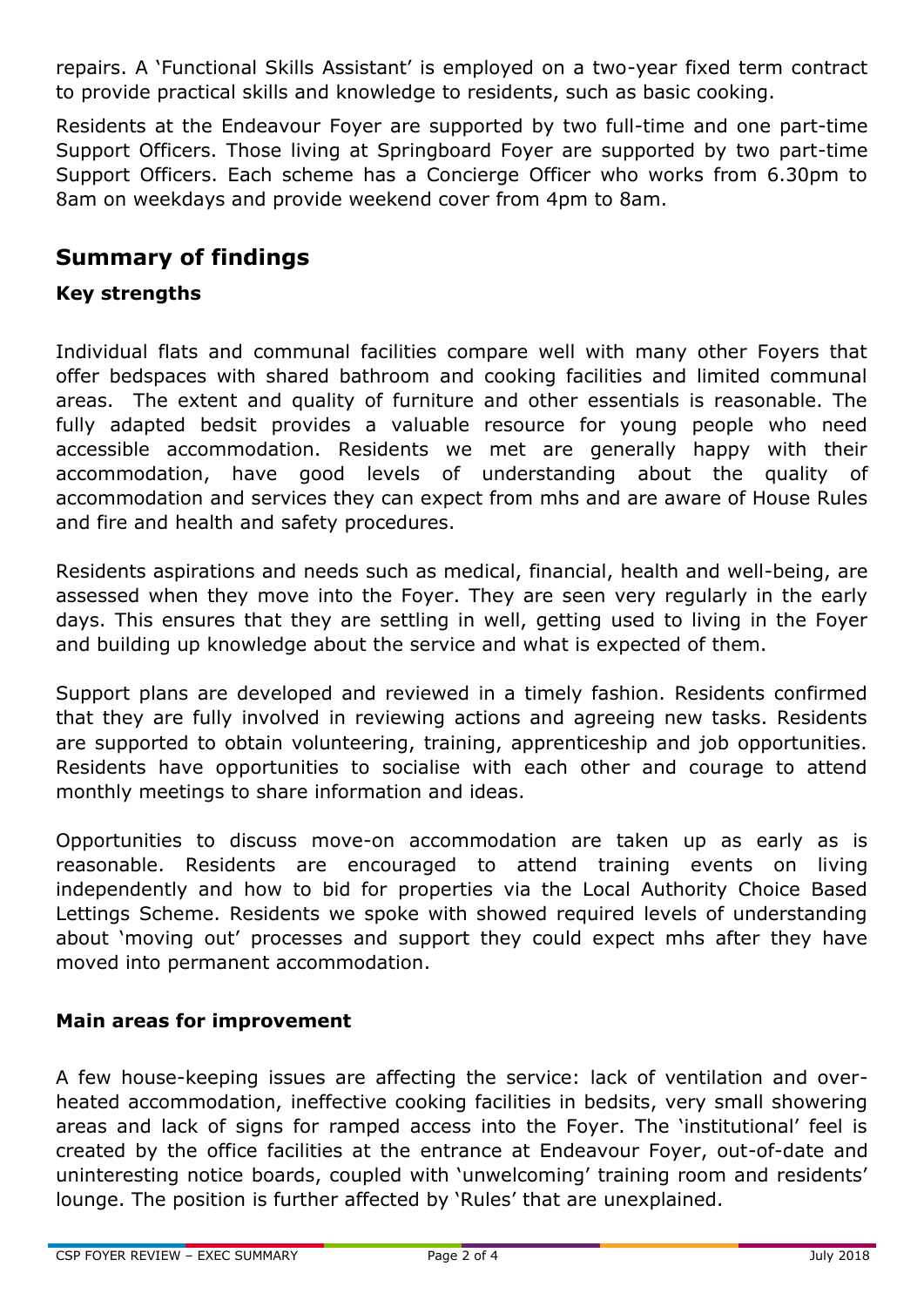repairs. A 'Functional Skills Assistant' is employed on a two-year fixed term contract to provide practical skills and knowledge to residents, such as basic cooking.

Residents at the Endeavour Foyer are supported by two full-time and one part-time Support Officers. Those living at Springboard Foyer are supported by two part-time Support Officers. Each scheme has a Concierge Officer who works from 6.30pm to 8am on weekdays and provide weekend cover from 4pm to 8am.

## Summary of findings

### Key strengths

Individual flats and communal facilities compare well with many other Foyers that offer bedspaces with shared bathroom and cooking facilities and limited communal areas. The extent and quality of furniture and other essentials is reasonable. The fully adapted bedsit provides a valuable resource for young people who need accessible accommodation. Residents we met are generally happy with their accommodation, have good levels of understanding about the quality of accommodation and services they can expect from mhs and are aware of House Rules and fire and health and safety procedures.

Residents aspirations and needs such as medical, financial, health and well-being, are assessed when they move into the Foyer. They are seen very regularly in the early days. This ensures that they are settling in well, getting used to living in the Foyer and building up knowledge about the service and what is expected of them.

Support plans are developed and reviewed in a timely fashion. Residents confirmed that they are fully involved in reviewing actions and agreeing new tasks. Residents are supported to obtain volunteering, training, apprenticeship and job opportunities. Residents have opportunities to socialise with each other and courage to attend monthly meetings to share information and ideas.

Opportunities to discuss move-on accommodation are taken up as early as is reasonable. Residents are encouraged to attend training events on living independently and how to bid for properties via the Local Authority Choice Based Lettings Scheme. Residents we spoke with showed required levels of understanding about 'moving out' processes and support they could expect mhs after they have moved into permanent accommodation.

### Main areas for improvement

A few house-keeping issues are affecting the service: lack of ventilation and over-heated accommodation, ineffective cooking facilities in bedsits, very small showering areas and lack of signs for ramped access into the Foyer. The 'institutional' feel is created by the office facilities at the entrance at Endeavour Foyer, out-of-date and uninteresting notice boards, coupled with 'unwelcoming' training room and residents' lounge. The position is further affected by 'Rules' that are unexplained.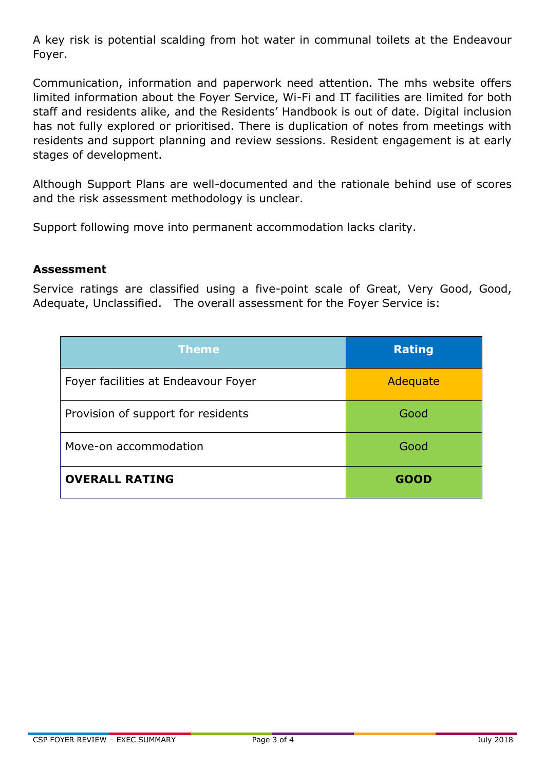A key risk is potential scalding from hot water in communal toilets at the Endeavour Foyer.

Communication, information and paperwork need attention. The mhs website offers limited information about the Foyer Service, Wi-Fi and IT facilities are limited for both staff and residents alike, and the Residents' Handbook is out of date. Digital inclusion has not fully explored or prioritised. There is duplication of notes from meetings with residents and support planning and review sessions. Resident engagement is at early stages of development.

Although Support Plans are well-documented and the rationale behind use of scores and the risk assessment methodology is unclear.

Support following move into permanent accommodation lacks clarity.

### Assessment

Service ratings are classified using a five-point scale of Great, Very Good, Good, Adequate, Unclassified. The overall assessment for the Foyer Service is:

| Theme | Rating |
|---|---|
| Foyer facilities at Endeavour Foyer | Adequate |
| Provision of support for residents | Good |
| Move-on accommodation | Good |
| **OVERALL RATING** | **GOOD** |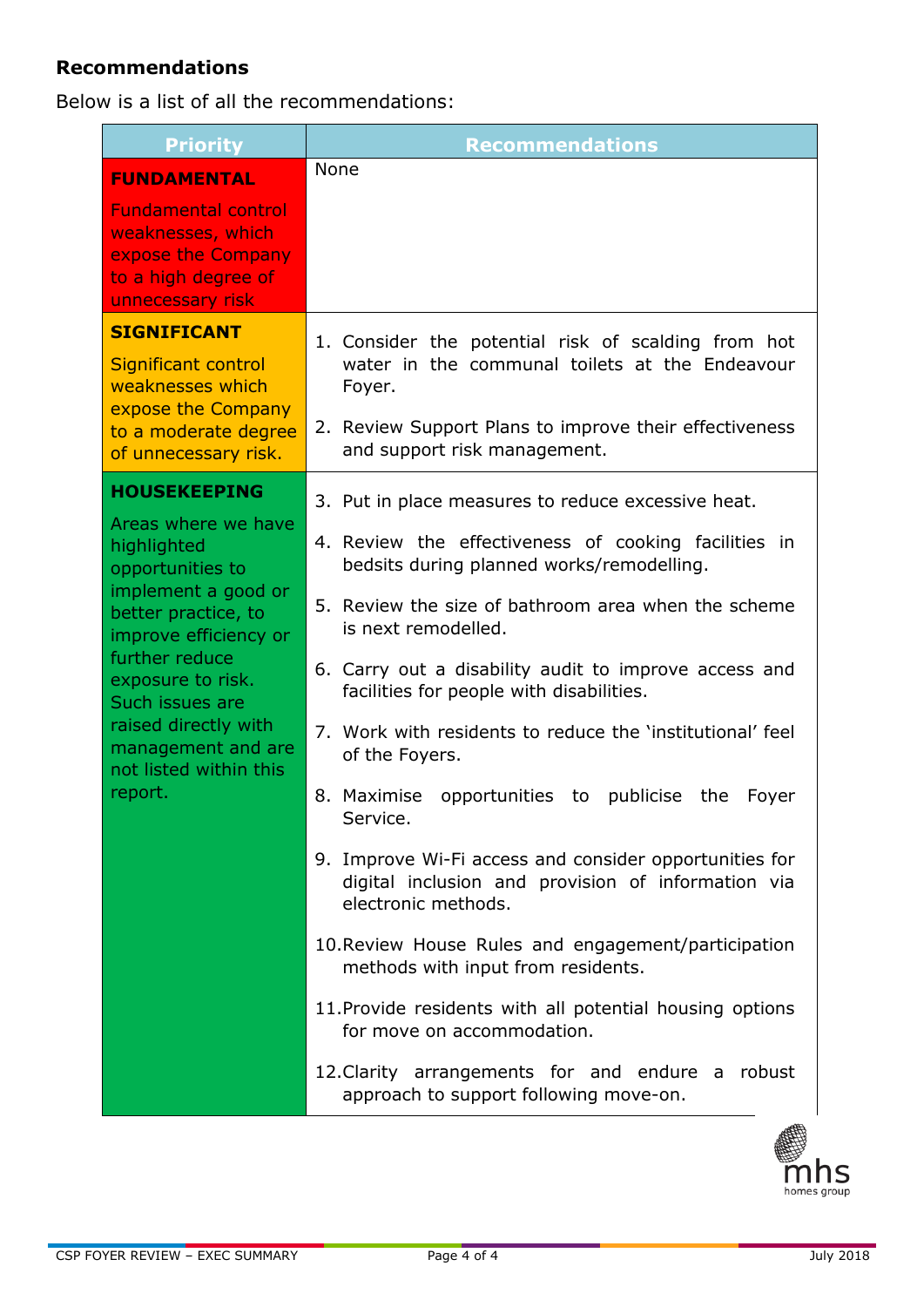## Recommendations

Below is a list of all the recommendations:

| Priority | Recommendations |
| --- | --- |
| **FUNDAMENTAL**<br><br>Fundamental control weaknesses, which expose the Company to a high degree of unnecessary risk | None |
| **SIGNIFICANT**<br><br>Significant control weaknesses which expose the Company to a moderate degree of unnecessary risk. | 1. Consider the potential risk of scalding from hot water in the communal toilets at the Endeavour Foyer.<br><br>2. Review Support Plans to improve their effectiveness and support risk management. |
| **HOUSEKEEPING**<br><br>Areas where we have highlighted opportunities to implement a good or better practice, to improve efficiency or further reduce exposure to risk. Such issues are raised directly with management and are not listed within this report. | 3. Put in place measures to reduce excessive heat.<br><br>4. Review the effectiveness of cooking facilities in bedsits during planned works/remodelling.<br><br>5. Review the size of bathroom area when the scheme is next remodelled.<br><br>6. Carry out a disability audit to improve access and facilities for people with disabilities.<br><br>7. Work with residents to reduce the 'institutional' feel of the Foyers.<br><br>8. Maximise opportunities to publicise the Foyer Service.<br><br>9. Improve Wi-Fi access and consider opportunities for digital inclusion and provision of information via electronic methods.<br><br>10. Review House Rules and engagement/participation methods with input from residents.<br><br>11. Provide residents with all potential housing options for move on accommodation.<br><br>12. Clarity arrangements for and endure a robust approach to support following move-on. |